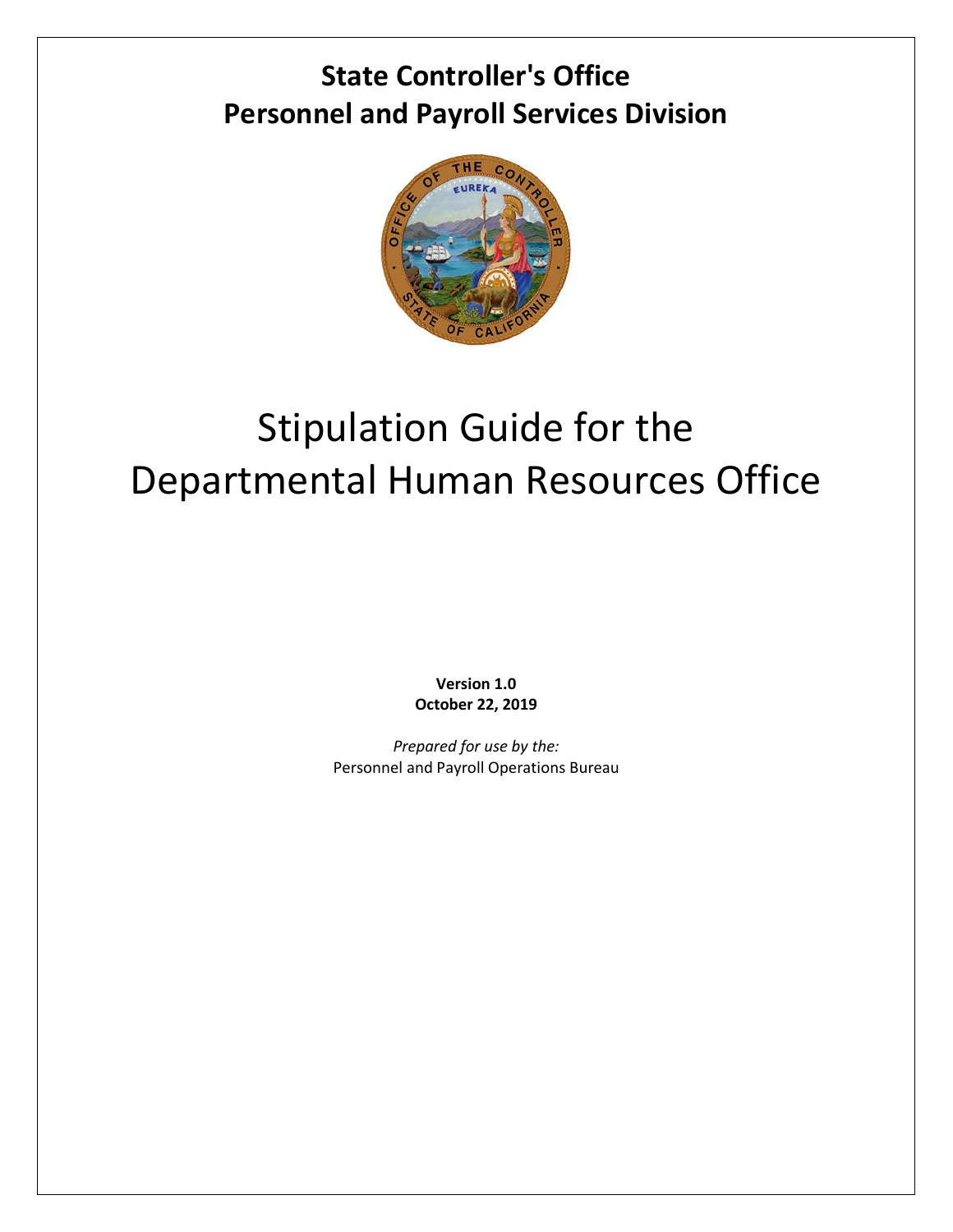**State Controller's Office**
**Personnel and Payroll Services Division**

# Stipulation Guide for the Departmental Human Resources Office

**Version 1.0**
**October 22, 2019**

*Prepared for use by the:*
Personnel and Payroll Operations Bureau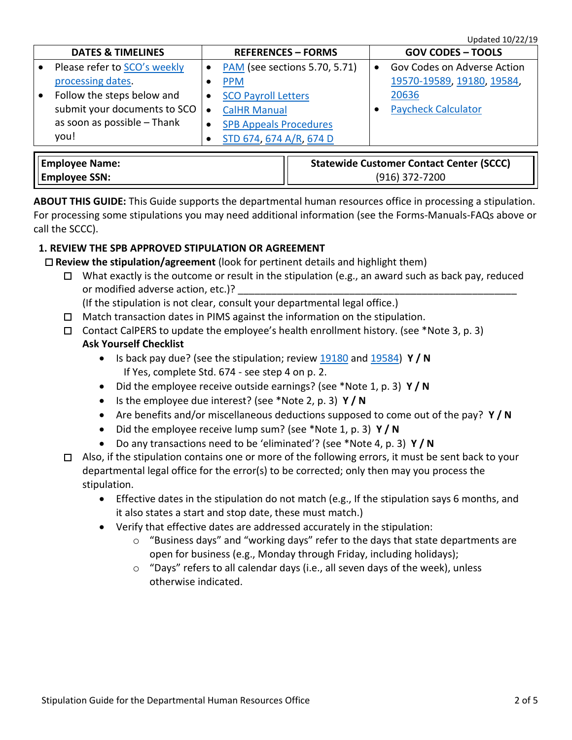Updated 10/22/19

| DATES & TIMELINES | REFERENCES – FORMS | GOV CODES – TOOLS |
|---|---|---|
| • Please refer to SCO's weekly processing dates.<br>• Follow the steps below and submit your documents to SCO as soon as possible – Thank you! | • PAM (see sections 5.70, 5.71)<br>• PPM<br>• SCO Payroll Letters<br>• CalHR Manual<br>• SPB Appeals Procedures<br>• STD 674, 674 A/R, 674 D | • Gov Codes on Adverse Action 19570-19589, 19180, 19584, 20636<br>• Paycheck Calculator |

| Employee Name:<br>Employee SSN: | **Statewide Customer Contact Center (SCCC)**<br>(916) 372-7200 |
|---|---|

**ABOUT THIS GUIDE:** This Guide supports the departmental human resources office in processing a stipulation. For processing some stipulations you may need additional information (see the Forms-Manuals-FAQs above or call the SCCC).

## 1. REVIEW THE SPB APPROVED STIPULATION OR AGREEMENT

☐ **Review the stipulation/agreement** (look for pertinent details and highlight them)

- ☐ What exactly is the outcome or result in the stipulation (e.g., an award such as back pay, reduced or modified adverse action, etc.)? ________________________________________________
  (If the stipulation is not clear, consult your departmental legal office.)
- ☐ Match transaction dates in PIMS against the information on the stipulation.
- ☐ Contact CalPERS to update the employee's health enrollment history. (see *Note 3, p. 3)
  **Ask Yourself Checklist**
  - Is back pay due? (see the stipulation; review 19180 and 19584) **Y / N**
    If Yes, complete Std. 674 - see step 4 on p. 2.
  - Did the employee receive outside earnings? (see *Note 1, p. 3) **Y / N**
  - Is the employee due interest? (see *Note 2, p. 3) **Y / N**
  - Are benefits and/or miscellaneous deductions supposed to come out of the pay? **Y / N**
  - Did the employee receive lump sum? (see *Note 1, p. 3) **Y / N**
  - Do any transactions need to be 'eliminated'? (see *Note 4, p. 3) **Y / N**
- ☐ Also, if the stipulation contains one or more of the following errors, it must be sent back to your departmental legal office for the error(s) to be corrected; only then may you process the stipulation.
  - Effective dates in the stipulation do not match (e.g., If the stipulation says 6 months, and it also states a start and stop date, these must match.)
  - Verify that effective dates are addressed accurately in the stipulation:
    - "Business days" and "working days" refer to the days that state departments are open for business (e.g., Monday through Friday, including holidays);
    - "Days" refers to all calendar days (i.e., all seven days of the week), unless otherwise indicated.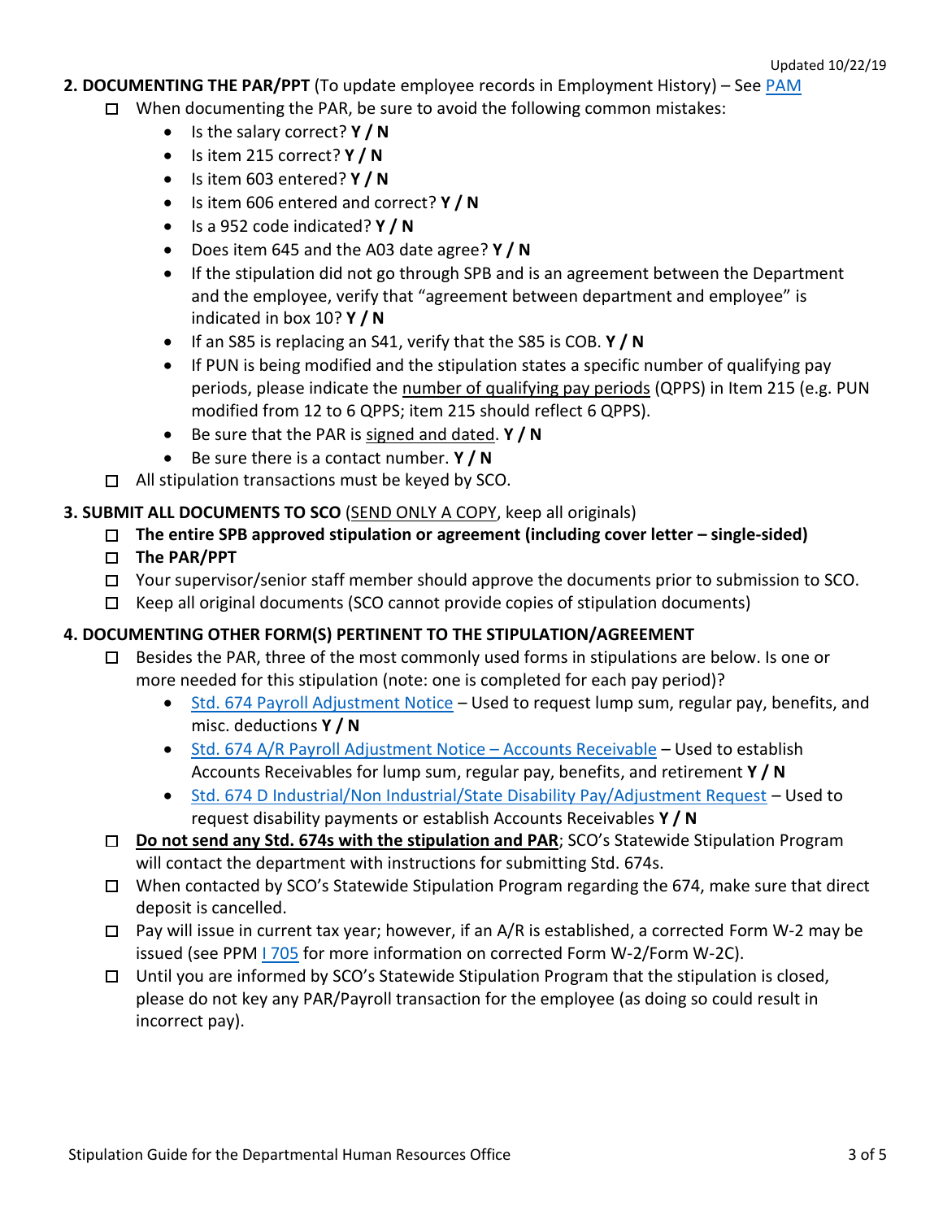Updated 10/22/19

**2. DOCUMENTING THE PAR/PPT** (To update employee records in Employment History) – See PAM

- ☐ When documenting the PAR, be sure to avoid the following common mistakes:
  - Is the salary correct? **Y / N**
  - Is item 215 correct? **Y / N**
  - Is item 603 entered? **Y / N**
  - Is item 606 entered and correct? **Y / N**
  - Is a 952 code indicated? **Y / N**
  - Does item 645 and the A03 date agree? **Y / N**
  - If the stipulation did not go through SPB and is an agreement between the Department and the employee, verify that "agreement between department and employee" is indicated in box 10? **Y / N**
  - If an S85 is replacing an S41, verify that the S85 is COB. **Y / N**
  - If PUN is being modified and the stipulation states a specific number of qualifying pay periods, please indicate the <u>number of qualifying pay periods</u> (QPPS) in Item 215 (e.g. PUN modified from 12 to 6 QPPS; item 215 should reflect 6 QPPS).
  - Be sure that the PAR is <u>signed and dated</u>. **Y / N**
  - Be sure there is a contact number. **Y / N**
- ☐ All stipulation transactions must be keyed by SCO.

**3. SUBMIT ALL DOCUMENTS TO SCO** (<u>SEND ONLY A COPY</u>, keep all originals)

- ☐ **The entire SPB approved stipulation or agreement (including cover letter – single-sided)**
- ☐ **The PAR/PPT**
- ☐ Your supervisor/senior staff member should approve the documents prior to submission to SCO.
- ☐ Keep all original documents (SCO cannot provide copies of stipulation documents)

**4. DOCUMENTING OTHER FORM(S) PERTINENT TO THE STIPULATION/AGREEMENT**

- ☐ Besides the PAR, three of the most commonly used forms in stipulations are below. Is one or more needed for this stipulation (note: one is completed for each pay period)?
  - Std. 674 Payroll Adjustment Notice – Used to request lump sum, regular pay, benefits, and misc. deductions **Y / N**
  - Std. 674 A/R Payroll Adjustment Notice – Accounts Receivable – Used to establish Accounts Receivables for lump sum, regular pay, benefits, and retirement **Y / N**
  - Std. 674 D Industrial/Non Industrial/State Disability Pay/Adjustment Request – Used to request disability payments or establish Accounts Receivables **Y / N**
- ☐ <u>**Do not send any Std. 674s with the stipulation and PAR**</u>; SCO's Statewide Stipulation Program will contact the department with instructions for submitting Std. 674s.
- ☐ When contacted by SCO's Statewide Stipulation Program regarding the 674, make sure that direct deposit is cancelled.
- ☐ Pay will issue in current tax year; however, if an A/R is established, a corrected Form W-2 may be issued (see PPM I 705 for more information on corrected Form W-2/Form W-2C).
- ☐ Until you are informed by SCO's Statewide Stipulation Program that the stipulation is closed, please do not key any PAR/Payroll transaction for the employee (as doing so could result in incorrect pay).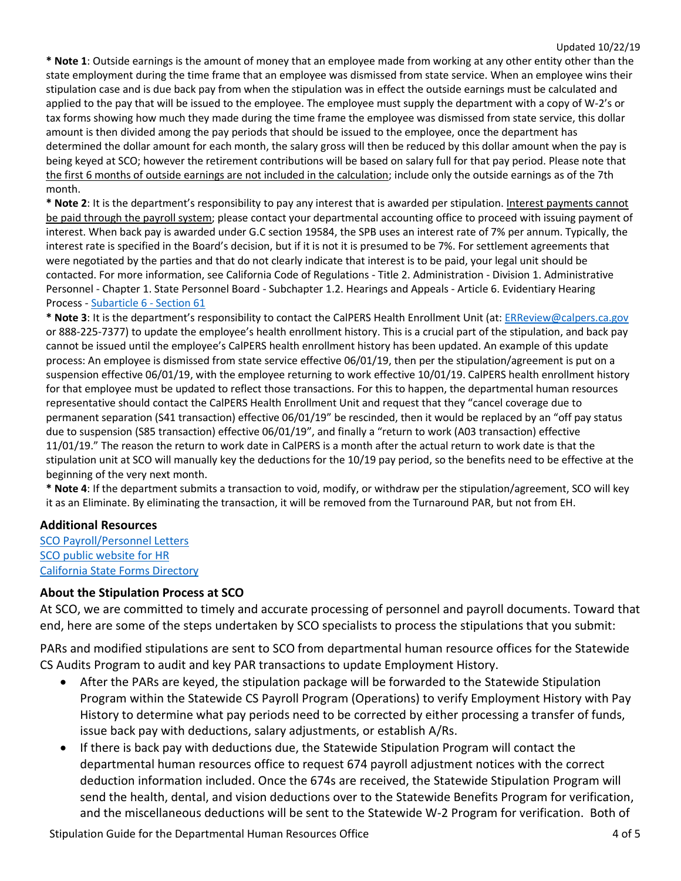**\* Note 1**: Outside earnings is the amount of money that an employee made from working at any other entity other than the state employment during the time frame that an employee was dismissed from state service. When an employee wins their stipulation case and is due back pay from when the stipulation was in effect the outside earnings must be calculated and applied to the pay that will be issued to the employee. The employee must supply the department with a copy of W-2's or tax forms showing how much they made during the time frame the employee was dismissed from state service, this dollar amount is then divided among the pay periods that should be issued to the employee, once the department has determined the dollar amount for each month, the salary gross will then be reduced by this dollar amount when the pay is being keyed at SCO; however the retirement contributions will be based on salary full for that pay period. Please note that <u>the first 6 months of outside earnings are not included in the calculation</u>; include only the outside earnings as of the 7th month.

**\* Note 2**: It is the department's responsibility to pay any interest that is awarded per stipulation. <u>Interest payments cannot be paid through the payroll system</u>; please contact your departmental accounting office to proceed with issuing payment of interest. When back pay is awarded under G.C section 19584, the SPB uses an interest rate of 7% per annum. Typically, the interest rate is specified in the Board's decision, but if it is not it is presumed to be 7%. For settlement agreements that were negotiated by the parties and that do not clearly indicate that interest is to be paid, your legal unit should be contacted. For more information, see California Code of Regulations - Title 2. Administration - Division 1. Administrative Personnel - Chapter 1. State Personnel Board - Subchapter 1.2. Hearings and Appeals - Article 6. Evidentiary Hearing Process - [Subarticle 6 - Section 61]

**\* Note 3**: It is the department's responsibility to contact the CalPERS Health Enrollment Unit (at: [ERReview@calpers.ca.gov] or 888-225-7377) to update the employee's health enrollment history. This is a crucial part of the stipulation, and back pay cannot be issued until the employee's CalPERS health enrollment history has been updated. An example of this update process: An employee is dismissed from state service effective 06/01/19, then per the stipulation/agreement is put on a suspension effective 06/01/19, with the employee returning to work effective 10/01/19. CalPERS health enrollment history for that employee must be updated to reflect those transactions. For this to happen, the departmental human resources representative should contact the CalPERS Health Enrollment Unit and request that they "cancel coverage due to permanent separation (S41 transaction) effective 06/01/19" be rescinded, then it would be replaced by an "off pay status due to suspension (S85 transaction) effective 06/01/19", and finally a "return to work (A03 transaction) effective 11/01/19." The reason the return to work date in CalPERS is a month after the actual return to work date is that the stipulation unit at SCO will manually key the deductions for the 10/19 pay period, so the benefits need to be effective at the beginning of the very next month.

**\* Note 4**: If the department submits a transaction to void, modify, or withdraw per the stipulation/agreement, SCO will key it as an Eliminate. By eliminating the transaction, it will be removed from the Turnaround PAR, but not from EH.

### Additional Resources

[SCO Payroll/Personnel Letters]
[SCO public website for HR]
[California State Forms Directory]

### About the Stipulation Process at SCO

At SCO, we are committed to timely and accurate processing of personnel and payroll documents. Toward that end, here are some of the steps undertaken by SCO specialists to process the stipulations that you submit:

PARs and modified stipulations are sent to SCO from departmental human resource offices for the Statewide CS Audits Program to audit and key PAR transactions to update Employment History.

- After the PARs are keyed, the stipulation package will be forwarded to the Statewide Stipulation Program within the Statewide CS Payroll Program (Operations) to verify Employment History with Pay History to determine what pay periods need to be corrected by either processing a transfer of funds, issue back pay with deductions, salary adjustments, or establish A/Rs.
- If there is back pay with deductions due, the Statewide Stipulation Program will contact the departmental human resources office to request 674 payroll adjustment notices with the correct deduction information included. Once the 674s are received, the Statewide Stipulation Program will send the health, dental, and vision deductions over to the Statewide Benefits Program for verification, and the miscellaneous deductions will be sent to the Statewide W-2 Program for verification. Both of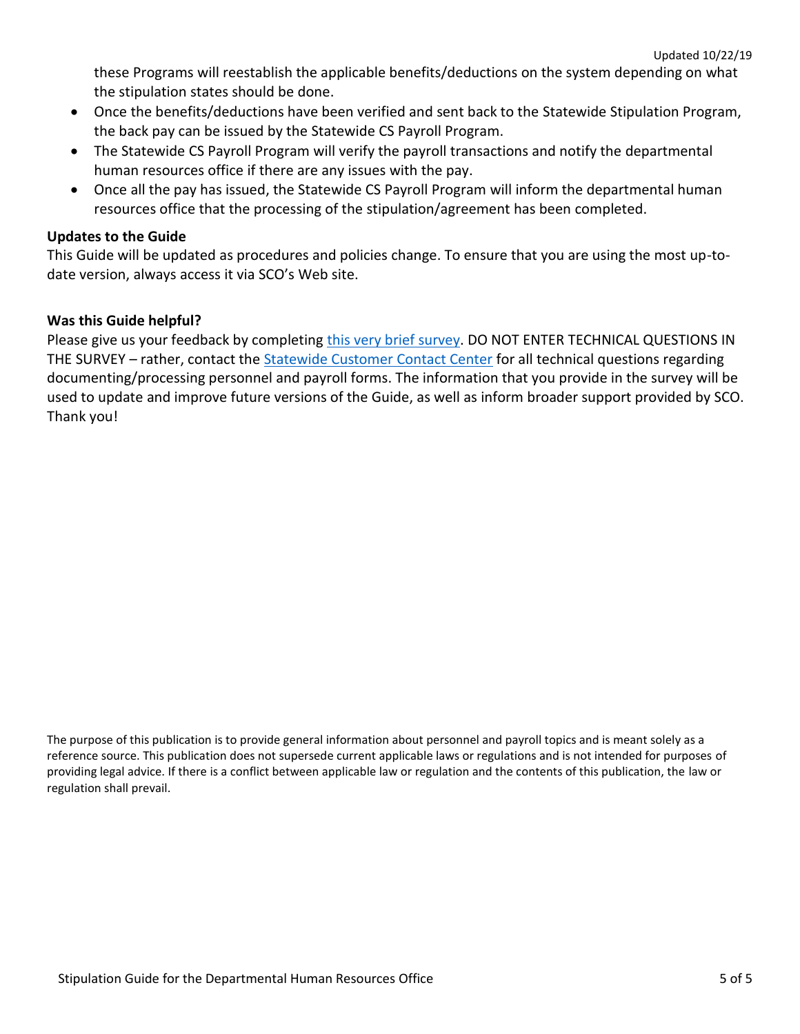these Programs will reestablish the applicable benefits/deductions on the system depending on what the stipulation states should be done.

- Once the benefits/deductions have been verified and sent back to the Statewide Stipulation Program, the back pay can be issued by the Statewide CS Payroll Program.
- The Statewide CS Payroll Program will verify the payroll transactions and notify the departmental human resources office if there are any issues with the pay.
- Once all the pay has issued, the Statewide CS Payroll Program will inform the departmental human resources office that the processing of the stipulation/agreement has been completed.

**Updates to the Guide**

This Guide will be updated as procedures and policies change. To ensure that you are using the most up-to-date version, always access it via SCO's Web site.

**Was this Guide helpful?**

Please give us your feedback by completing this very brief survey. DO NOT ENTER TECHNICAL QUESTIONS IN THE SURVEY – rather, contact the Statewide Customer Contact Center for all technical questions regarding documenting/processing personnel and payroll forms. The information that you provide in the survey will be used to update and improve future versions of the Guide, as well as inform broader support provided by SCO. Thank you!

The purpose of this publication is to provide general information about personnel and payroll topics and is meant solely as a reference source. This publication does not supersede current applicable laws or regulations and is not intended for purposes of providing legal advice. If there is a conflict between applicable law or regulation and the contents of this publication, the law or regulation shall prevail.